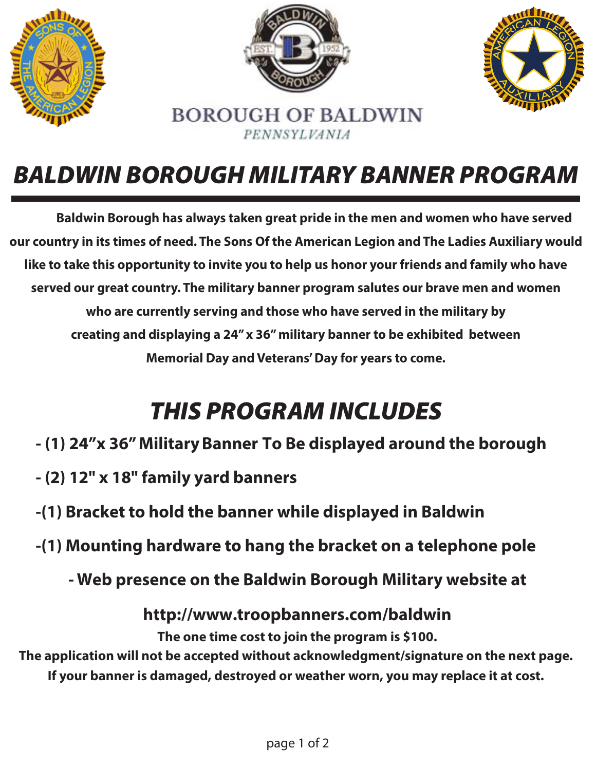BOROUGH OF BALDWIN

*PENNSYLVANIA*

# *BALDWIN BOROUGH MILITARY BANNER PROGRAM*

**Baldwin Borough has always taken great pride in the men and women who have served our country in its times of need. The Sons Of the American Legion and The Ladies Auxiliary would like to take this opportunity to invite you to help us honor your friends and family who have served our great country. The military banner program salutes our brave men and women who are currently serving and those who have served in the military by creating and displaying a 24" x 36" military banner to be exhibited between Memorial Day and Veterans' Day for years to come.**

## *THIS PROGRAM INCLUDES*

- **(1) 24"x 36" Military Banner To Be displayed around the borough**
- **(2) 12" x 18" family yard banners**
- **(1) Bracket to hold the banner while displayed in Baldwin**
- **(1) Mounting hardware to hang the bracket on a telephone pole**
- **Web presence on the Baldwin Borough Military website at**

**http://www.troopbanners.com/baldwin**

**The one time cost to join the program is $100.**

**The application will not be accepted without acknowledgment/signature on the next page.**

**If your banner is damaged, destroyed or weather worn, you may replace it at cost.**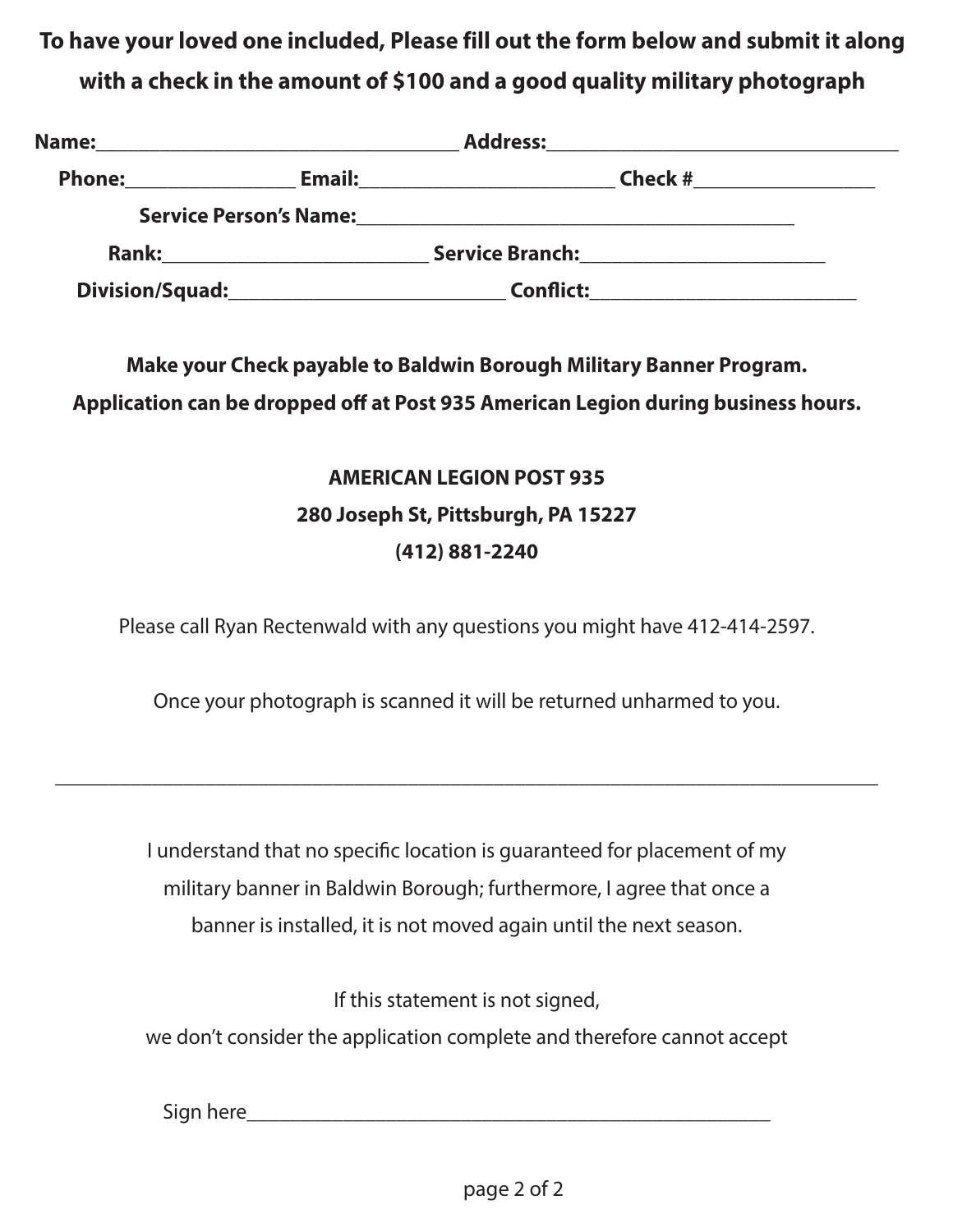**To have your loved one included, Please fill out the form below and submit it along with a check in the amount of $100 and a good quality military photograph**

**Name:**__________________________________ **Address:**_________________________________

**Phone:**_______________ **Email:**________________________ **Check #**_________________

**Service Person's Name:**_________________________________________

**Rank:**_________________________ **Service Branch:**______________________

**Division/Squad:**__________________________ **Conflict:**_________________________

**Make your Check payable to Baldwin Borough Military Banner Program.**
**Application can be dropped off at Post 935 American Legion during business hours.**

**AMERICAN LEGION POST 935**
**280 Joseph St, Pittsburgh, PA 15227**
**(412) 881-2240**

Please call Ryan Rectenwald with any questions you might have 412-414-2597.

Once your photograph is scanned it will be returned unharmed to you.

---

I understand that no specific location is guaranteed for placement of my military banner in Baldwin Borough; furthermore, I agree that once a banner is installed, it is not moved again until the next season.

If this statement is not signed,
we don't consider the application complete and therefore cannot accept

Sign here__________________________________________________